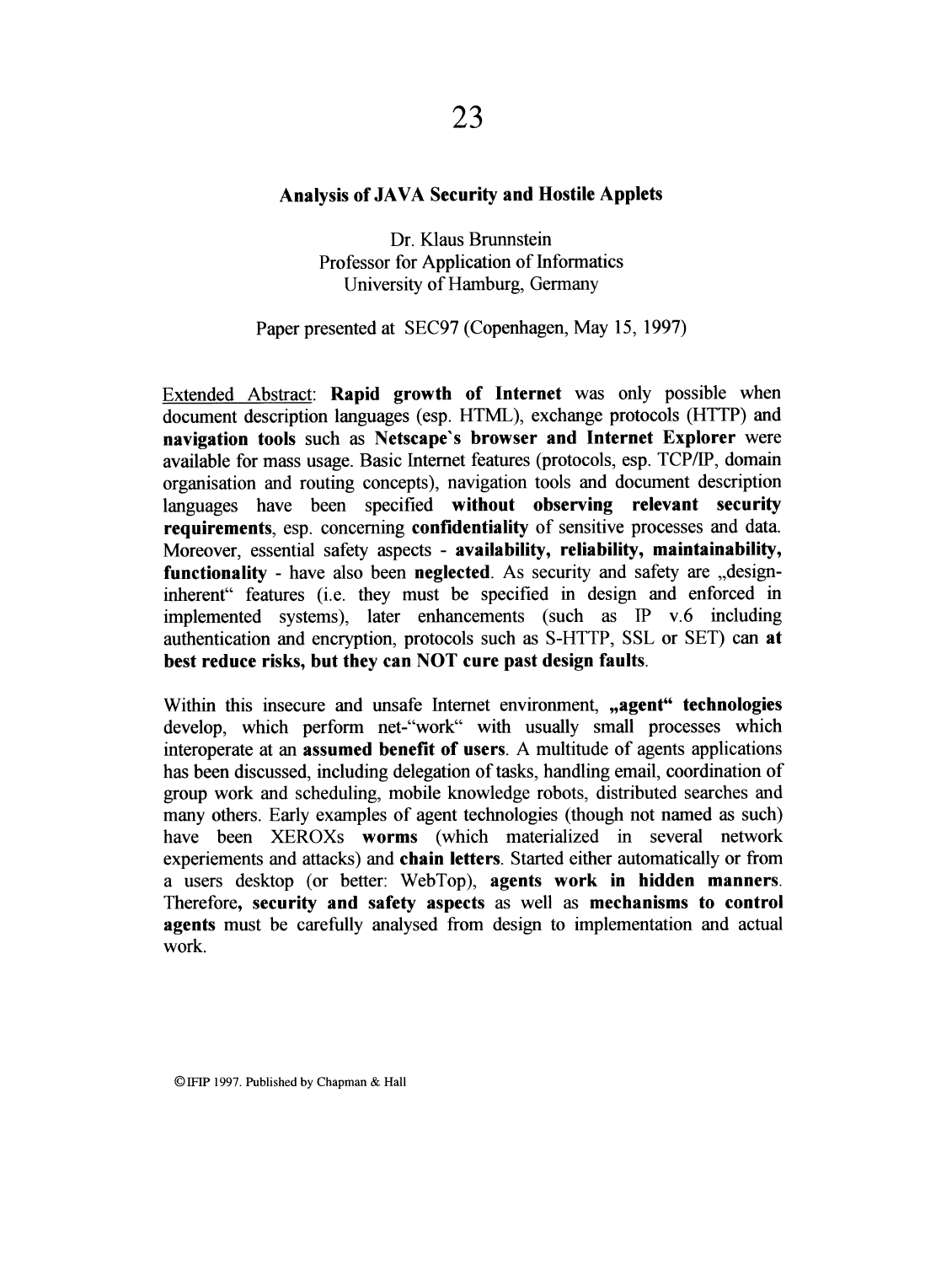# Analysis of JAVA Security and Hostile Applets

Dr. Klaus Brunnstein
Professor for Application of Informatics
University of Hamburg, Germany

Paper presented at SEC97 (Copenhagen, May 15, 1997)

Extended Abstract: **Rapid growth of Internet** was only possible when document description languages (esp. HTML), exchange protocols (HTTP) and **navigation tools** such as **Netscape's browser and Internet Explorer** were available for mass usage. Basic Internet features (protocols, esp. TCP/IP, domain organisation and routing concepts), navigation tools and document description languages have been specified **without observing relevant security requirements**, esp. concerning **confidentiality** of sensitive processes and data. Moreover, essential safety aspects - **availability, reliability, maintainability, functionality** - have also been **neglected**. As security and safety are „design-inherent" features (i.e. they must be specified in design and enforced in implemented systems), later enhancements (such as IP v.6 including authentication and encryption, protocols such as S-HTTP, SSL or SET) can **at best reduce risks, but they can NOT cure past design faults**.

Within this insecure and unsafe Internet environment, **„agent" technologies** develop, which perform net-"work" with usually small processes which interoperate at an **assumed benefit of users**. A multitude of agents applications has been discussed, including delegation of tasks, handling email, coordination of group work and scheduling, mobile knowledge robots, distributed searches and many others. Early examples of agent technologies (though not named as such) have been XEROXs **worms** (which materialized in several network experiements and attacks) and **chain letters**. Started either automatically or from a users desktop (or better: WebTop), **agents work in hidden manners**. Therefore, **security and safety aspects** as well as **mechanisms to control agents** must be carefully analysed from design to implementation and actual work.

© IFIP 1997. Published by Chapman & Hall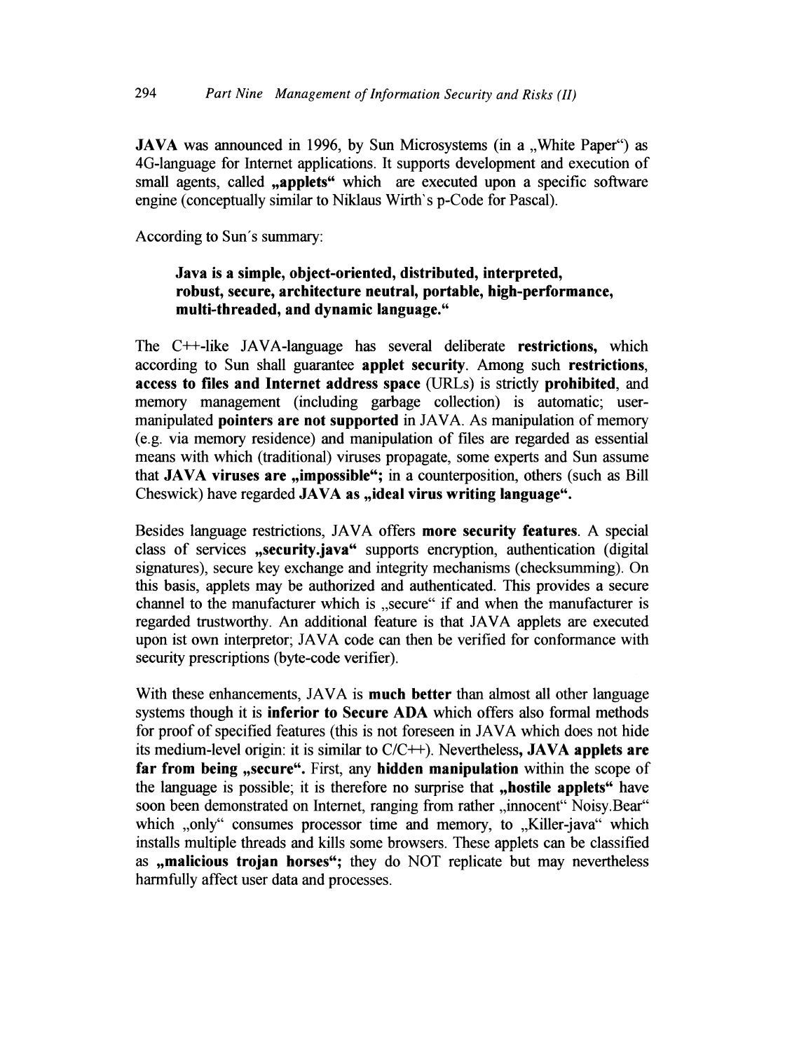**JAVA** was announced in 1996, by Sun Microsystems (in a „White Paper") as 4G-language for Internet applications. It supports development and execution of small agents, called **„applets"** which are executed upon a specific software engine (conceptually similar to Niklaus Wirth`s p-Code for Pascal).

According to Sun´s summary:

> **Java is a simple, object-oriented, distributed, interpreted, robust, secure, architecture neutral, portable, high-performance, multi-threaded, and dynamic language."**

The C++-like JAVA-language has several deliberate **restrictions,** which according to Sun shall guarantee **applet security**. Among such **restrictions, access to files and Internet address space** (URLs) is strictly **prohibited**, and memory management (including garbage collection) is automatic; user-manipulated **pointers are not supported** in JAVA. As manipulation of memory (e.g. via memory residence) and manipulation of files are regarded as essential means with which (traditional) viruses propagate, some experts and Sun assume that **JAVA viruses are „impossible";** in a counterposition, others (such as Bill Cheswick) have regarded **JAVA as „ideal virus writing language".**

Besides language restrictions, JAVA offers **more security features**. A special class of services **„security.java"** supports encryption, authentication (digital signatures), secure key exchange and integrity mechanisms (checksumming). On this basis, applets may be authorized and authenticated. This provides a secure channel to the manufacturer which is „secure" if and when the manufacturer is regarded trustworthy. An additional feature is that JAVA applets are executed upon ist own interpretor; JAVA code can then be verified for conformance with security prescriptions (byte-code verifier).

With these enhancements, JAVA is **much better** than almost all other language systems though it is **inferior to Secure ADA** which offers also formal methods for proof of specified features (this is not foreseen in JAVA which does not hide its medium-level origin: it is similar to C/C++). Nevertheless, **JAVA applets are far from being „secure".** First, any **hidden manipulation** within the scope of the language is possible; it is therefore no surprise that **„hostile applets"** have soon been demonstrated on Internet, ranging from rather „innocent" Noisy.Bear" which „only" consumes processor time and memory, to „Killer-java" which installs multiple threads and kills some browsers. These applets can be classified as **„malicious trojan horses";** they do NOT replicate but may nevertheless harmfully affect user data and processes.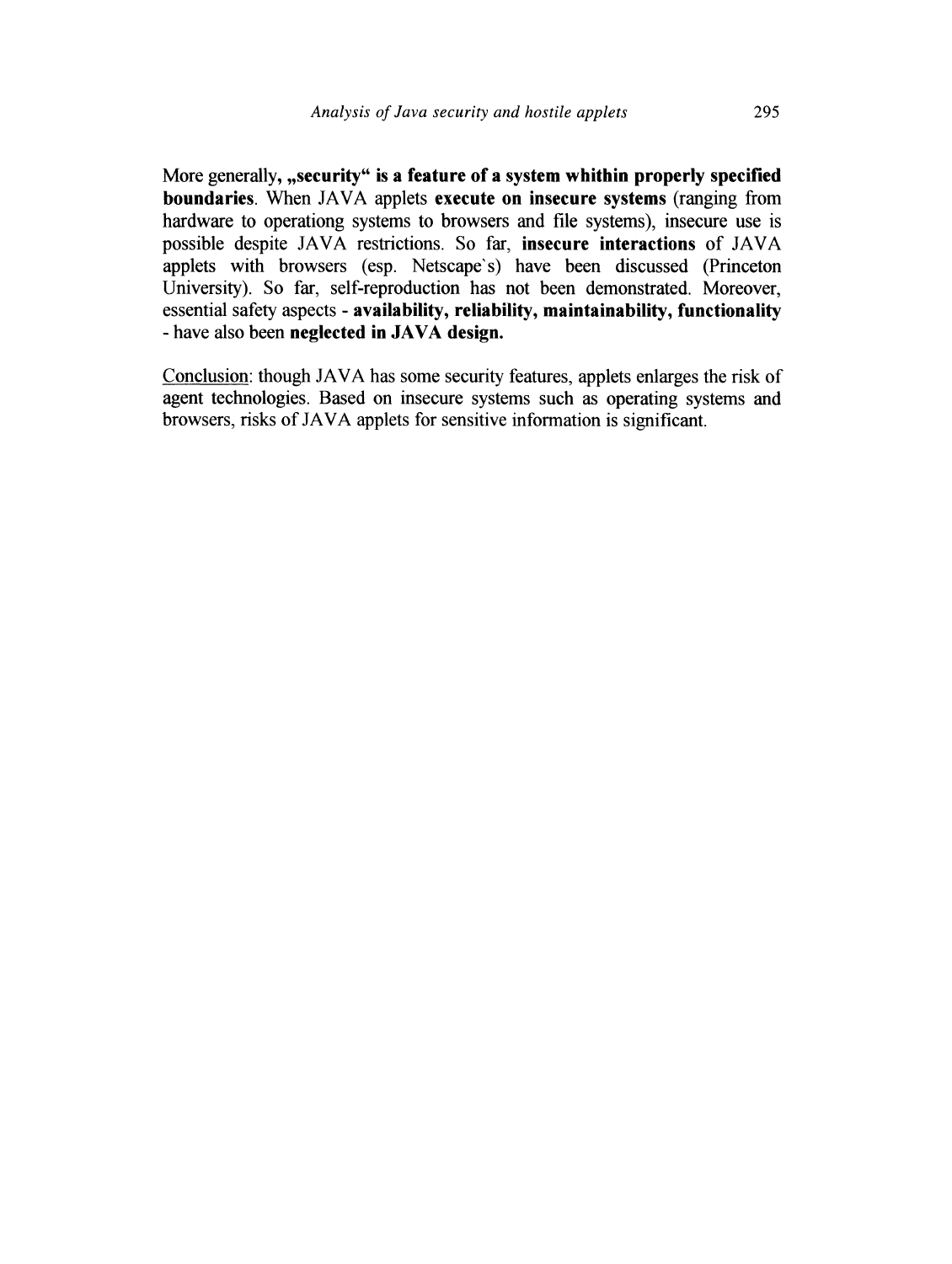More generally, **„security" is a feature of a system whithin properly specified boundaries**. When JAVA applets **execute on insecure systems** (ranging from hardware to operationg systems to browsers and file systems), insecure use is possible despite JAVA restrictions. So far, **insecure interactions** of JAVA applets with browsers (esp. Netscape`s) have been discussed (Princeton University). So far, self-reproduction has not been demonstrated. Moreover, essential safety aspects - **availability, reliability, maintainability, functionality** - have also been **neglected in JAVA design.**

Conclusion: though JAVA has some security features, applets enlarges the risk of agent technologies. Based on insecure systems such as operating systems and browsers, risks of JAVA applets for sensitive information is significant.